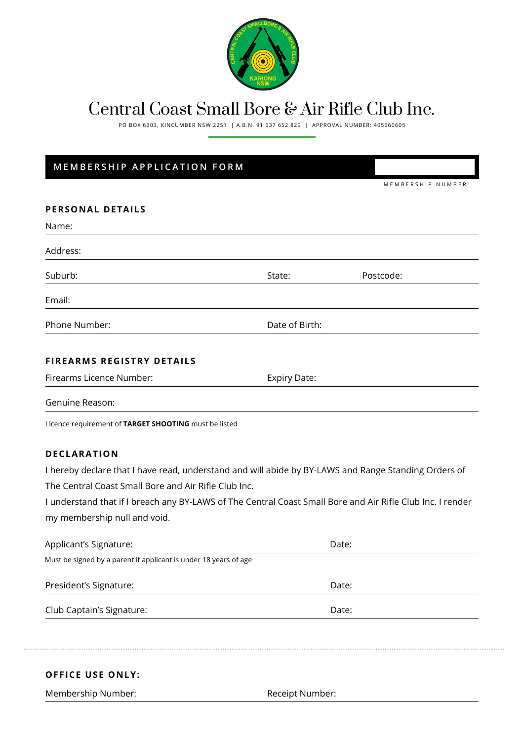# Central Coast Small Bore & Air Rifle Club Inc.

PO BOX 6303, KINCUMBER NSW 2251 | A.B.N. 91 637 652 829 | APPROVAL NUMBER: 405660605

## MEMBERSHIP APPLICATION FORM

MEMBERSHIP NUMBER

### PERSONAL DETAILS

Name:

Address:

Suburb: State: Postcode:

Email:

Phone Number: Date of Birth:

### FIREARMS REGISTRY DETAILS

Firearms Licence Number: Expiry Date:

Genuine Reason:

Licence requirement of **TARGET SHOOTING** must be listed

### DECLARATION

I hereby declare that I have read, understand and will abide by BY-LAWS and Range Standing Orders of The Central Coast Small Bore and Air Rifle Club Inc.

I understand that if I breach any BY-LAWS of The Central Coast Small Bore and Air Rifle Club Inc. I render my membership null and void.

Applicant's Signature: Date:

Must be signed by a parent if applicant is under 18 years of age

President's Signature: Date:

Club Captain's Signature: Date:

### OFFICE USE ONLY:

Membership Number: Receipt Number: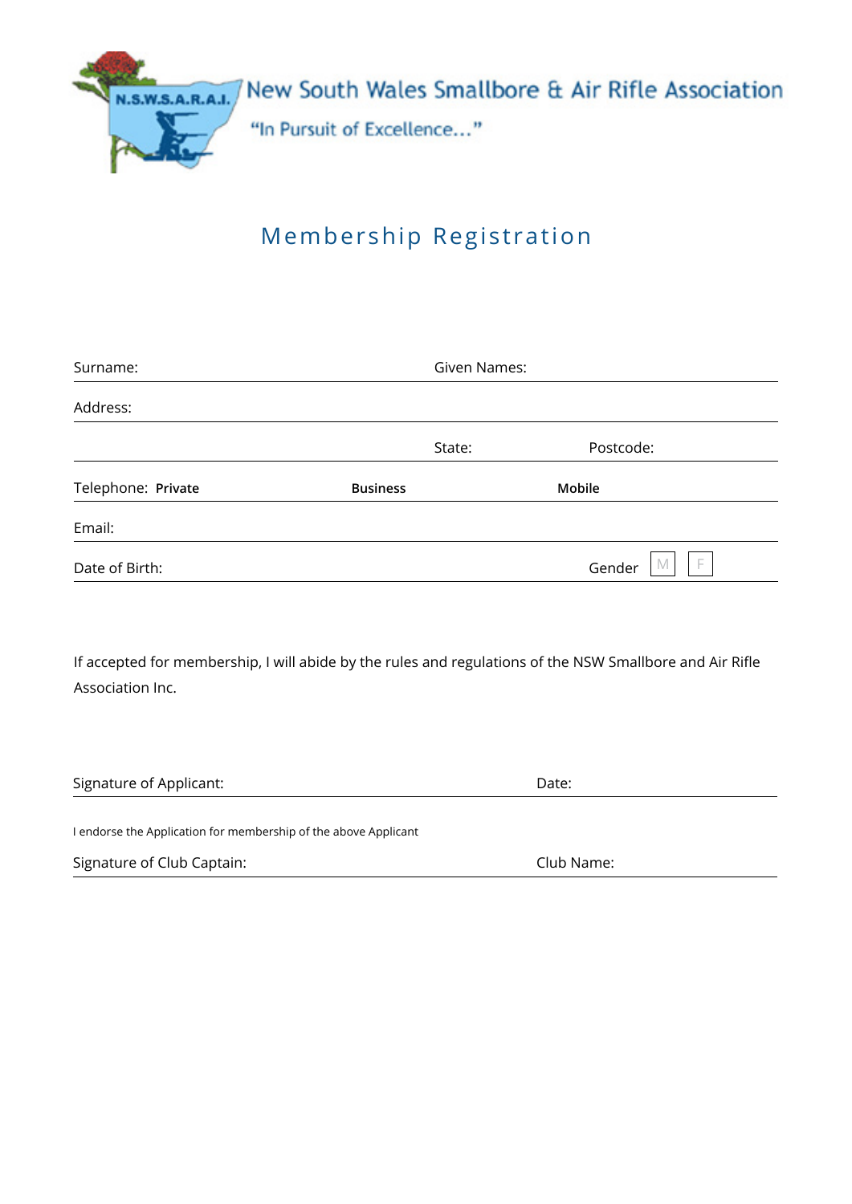N.S.W.S.A.R.A.I. New South Wales Smallbore & Air Rifle Association

"In Pursuit of Excellence..."

# Membership Registration

Surname: Given Names:

Address:

State: Postcode:

Telephone: **Private** **Business** **Mobile**

Email:

Date of Birth: Gender M F

If accepted for membership, I will abide by the rules and regulations of the NSW Smallbore and Air Rifle Association Inc.

Signature of Applicant: Date:

I endorse the Application for membership of the above Applicant

Signature of Club Captain: Club Name: